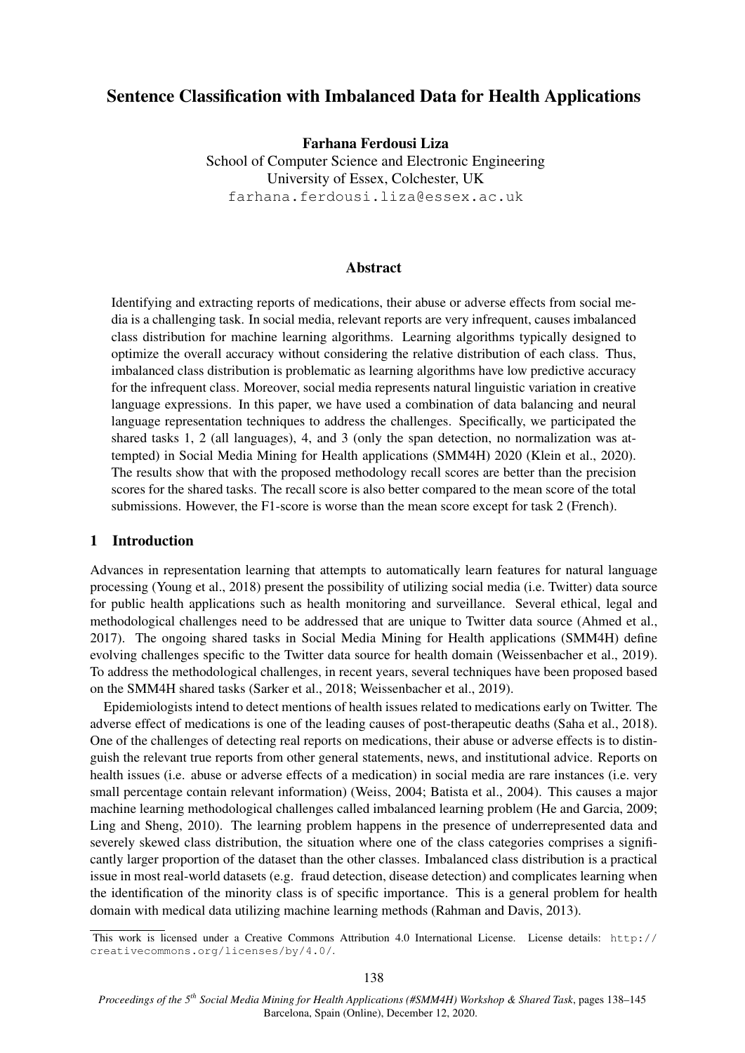# Sentence Classification with Imbalanced Data for Health Applications

**Farhana Ferdousi Liza**

School of Computer Science and Electronic Engineering
University of Essex, Colchester, UK
farhana.ferdousi.liza@essex.ac.uk

## Abstract

Identifying and extracting reports of medications, their abuse or adverse effects from social media is a challenging task. In social media, relevant reports are very infrequent, causes imbalanced class distribution for machine learning algorithms. Learning algorithms typically designed to optimize the overall accuracy without considering the relative distribution of each class. Thus, imbalanced class distribution is problematic as learning algorithms have low predictive accuracy for the infrequent class. Moreover, social media represents natural linguistic variation in creative language expressions. In this paper, we have used a combination of data balancing and neural language representation techniques to address the challenges. Specifically, we participated the shared tasks 1, 2 (all languages), 4, and 3 (only the span detection, no normalization was attempted) in Social Media Mining for Health applications (SMM4H) 2020 (Klein et al., 2020). The results show that with the proposed methodology recall scores are better than the precision scores for the shared tasks. The recall score is also better compared to the mean score of the total submissions. However, the F1-score is worse than the mean score except for task 2 (French).

## 1 Introduction

Advances in representation learning that attempts to automatically learn features for natural language processing (Young et al., 2018) present the possibility of utilizing social media (i.e. Twitter) data source for public health applications such as health monitoring and surveillance. Several ethical, legal and methodological challenges need to be addressed that are unique to Twitter data source (Ahmed et al., 2017). The ongoing shared tasks in Social Media Mining for Health applications (SMM4H) define evolving challenges specific to the Twitter data source for health domain (Weissenbacher et al., 2019). To address the methodological challenges, in recent years, several techniques have been proposed based on the SMM4H shared tasks (Sarker et al., 2018; Weissenbacher et al., 2019).

Epidemiologists intend to detect mentions of health issues related to medications early on Twitter. The adverse effect of medications is one of the leading causes of post-therapeutic deaths (Saha et al., 2018). One of the challenges of detecting real reports on medications, their abuse or adverse effects is to distinguish the relevant true reports from other general statements, news, and institutional advice. Reports on health issues (i.e. abuse or adverse effects of a medication) in social media are rare instances (i.e. very small percentage contain relevant information) (Weiss, 2004; Batista et al., 2004). This causes a major machine learning methodological challenges called imbalanced learning problem (He and Garcia, 2009; Ling and Sheng, 2010). The learning problem happens in the presence of underrepresented data and severely skewed class distribution, the situation where one of the class categories comprises a significantly larger proportion of the dataset than the other classes. Imbalanced class distribution is a practical issue in most real-world datasets (e.g. fraud detection, disease detection) and complicates learning when the identification of the minority class is of specific importance. This is a general problem for health domain with medical data utilizing machine learning methods (Rahman and Davis, 2013).

This work is licensed under a Creative Commons Attribution 4.0 International License. License details: http://creativecommons.org/licenses/by/4.0/.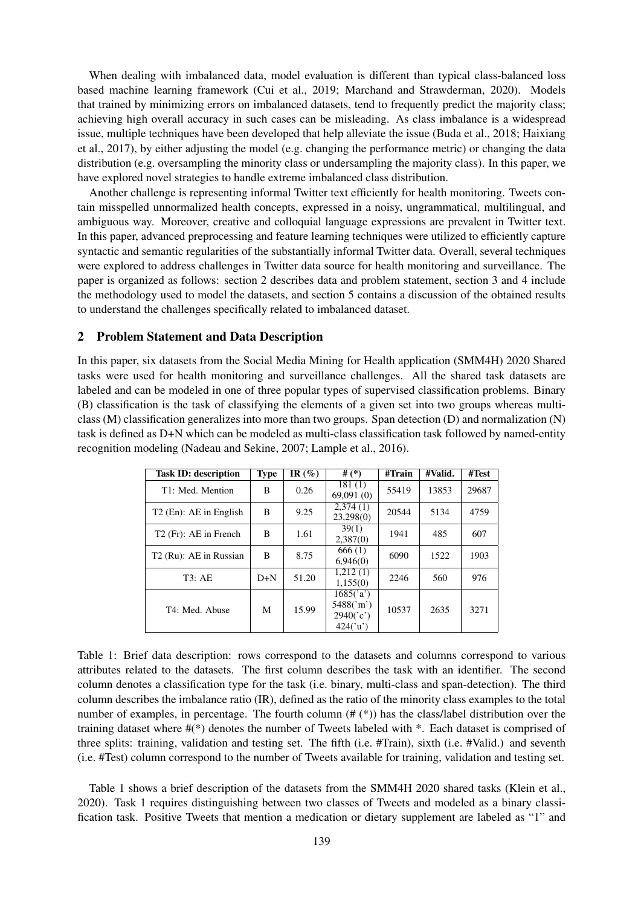When dealing with imbalanced data, model evaluation is different than typical class-balanced loss based machine learning framework (Cui et al., 2019; Marchand and Strawderman, 2020). Models that trained by minimizing errors on imbalanced datasets, tend to frequently predict the majority class; achieving high overall accuracy in such cases can be misleading. As class imbalance is a widespread issue, multiple techniques have been developed that help alleviate the issue (Buda et al., 2018; Haixiang et al., 2017), by either adjusting the model (e.g. changing the performance metric) or changing the data distribution (e.g. oversampling the minority class or undersampling the majority class). In this paper, we have explored novel strategies to handle extreme imbalanced class distribution.

Another challenge is representing informal Twitter text efficiently for health monitoring. Tweets contain misspelled unnormalized health concepts, expressed in a noisy, ungrammatical, multilingual, and ambiguous way. Moreover, creative and colloquial language expressions are prevalent in Twitter text. In this paper, advanced preprocessing and feature learning techniques were utilized to efficiently capture syntactic and semantic regularities of the substantially informal Twitter data. Overall, several techniques were explored to address challenges in Twitter data source for health monitoring and surveillance. The paper is organized as follows: section 2 describes data and problem statement, section 3 and 4 include the methodology used to model the datasets, and section 5 contains a discussion of the obtained results to understand the challenges specifically related to imbalanced dataset.

## 2 Problem Statement and Data Description

In this paper, six datasets from the Social Media Mining for Health application (SMM4H) 2020 Shared tasks were used for health monitoring and surveillance challenges. All the shared task datasets are labeled and can be modeled in one of three popular types of supervised classification problems. Binary (B) classification is the task of classifying the elements of a given set into two groups whereas multi-class (M) classification generalizes into more than two groups. Span detection (D) and normalization (N) task is defined as D+N which can be modeled as multi-class classification task followed by named-entity recognition modeling (Nadeau and Sekine, 2007; Lample et al., 2016).

| Task ID: description | Type | IR (%) | # (*) | #Train | #Valid. | #Test |
|---|---|---|---|---|---|---|
| T1: Med. Mention | B | 0.26 | 181 (1)<br>69,091 (0) | 55419 | 13853 | 29687 |
| T2 (En): AE in English | B | 9.25 | 2,374 (1)<br>23,298(0) | 20544 | 5134 | 4759 |
| T2 (Fr): AE in French | B | 1.61 | 39(1)<br>2,387(0) | 1941 | 485 | 607 |
| T2 (Ru): AE in Russian | B | 8.75 | 666 (1)<br>6,946(0) | 6090 | 1522 | 1903 |
| T3: AE | D+N | 51.20 | 1,212 (1)<br>1,155(0) | 2246 | 560 | 976 |
| T4: Med. Abuse | M | 15.99 | 1685('a')<br>5488('m')<br>2940('c')<br>424('u') | 10537 | 2635 | 3271 |

Table 1: Brief data description: rows correspond to the datasets and columns correspond to various attributes related to the datasets. The first column describes the task with an identifier. The second column denotes a classification type for the task (i.e. binary, multi-class and span-detection). The third column describes the imbalance ratio (IR), defined as the ratio of the minority class examples to the total number of examples, in percentage. The fourth column (# (*)) has the class/label distribution over the training dataset where #(*) denotes the number of Tweets labeled with *. Each dataset is comprised of three splits: training, validation and testing set. The fifth (i.e. #Train), sixth (i.e. #Valid.) and seventh (i.e. #Test) column correspond to the number of Tweets available for training, validation and testing set.

Table 1 shows a brief description of the datasets from the SMM4H 2020 shared tasks (Klein et al., 2020). Task 1 requires distinguishing between two classes of Tweets and modeled as a binary classification task. Positive Tweets that mention a medication or dietary supplement are labeled as "1" and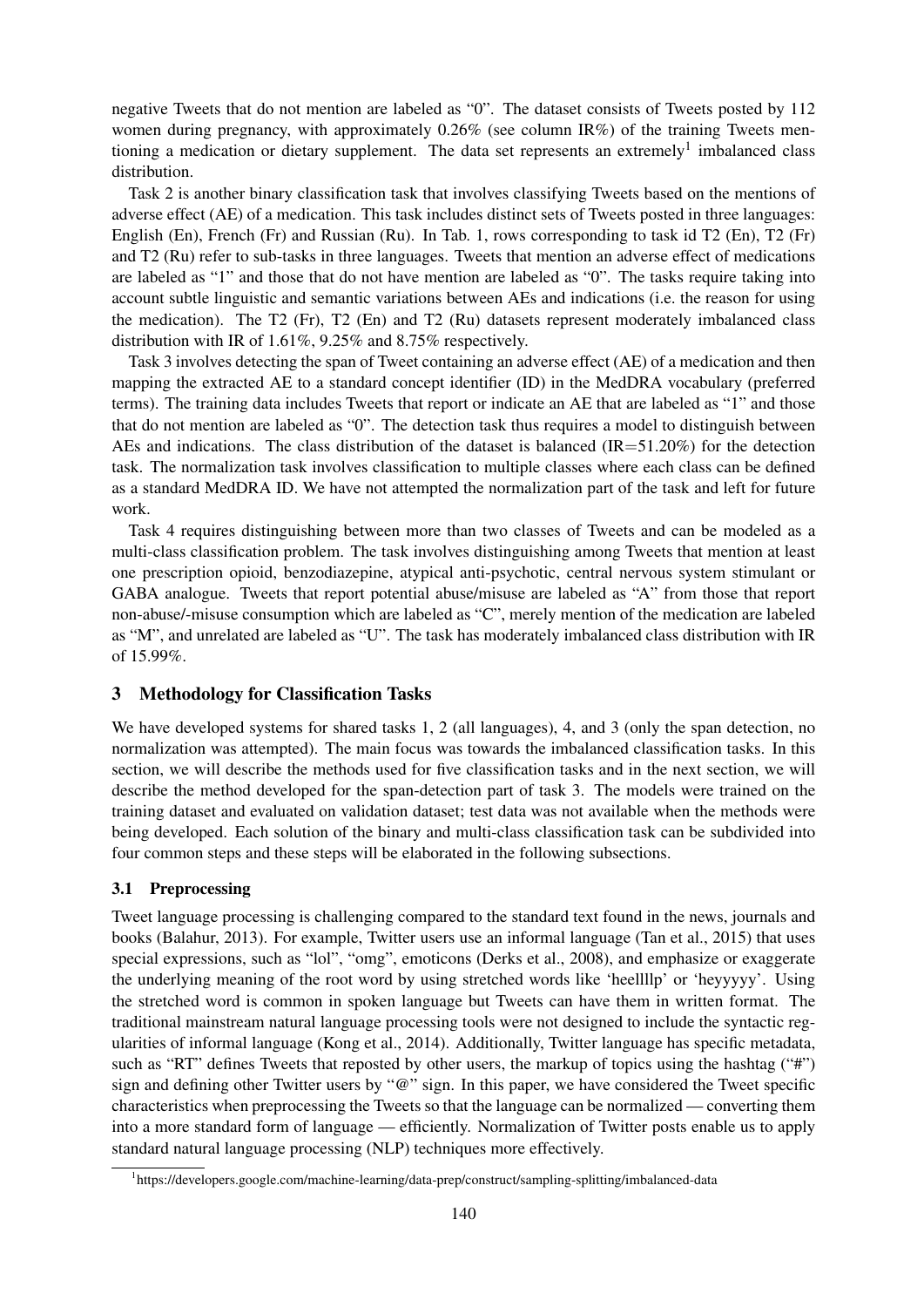negative Tweets that do not mention are labeled as "0". The dataset consists of Tweets posted by 112 women during pregnancy, with approximately 0.26% (see column IR%) of the training Tweets mentioning a medication or dietary supplement. The data set represents an extremely[1] imbalanced class distribution.

Task 2 is another binary classification task that involves classifying Tweets based on the mentions of adverse effect (AE) of a medication. This task includes distinct sets of Tweets posted in three languages: English (En), French (Fr) and Russian (Ru). In Tab. 1, rows corresponding to task id T2 (En), T2 (Fr) and T2 (Ru) refer to sub-tasks in three languages. Tweets that mention an adverse effect of medications are labeled as "1" and those that do not have mention are labeled as "0". The tasks require taking into account subtle linguistic and semantic variations between AEs and indications (i.e. the reason for using the medication). The T2 (Fr), T2 (En) and T2 (Ru) datasets represent moderately imbalanced class distribution with IR of 1.61%, 9.25% and 8.75% respectively.

Task 3 involves detecting the span of Tweet containing an adverse effect (AE) of a medication and then mapping the extracted AE to a standard concept identifier (ID) in the MedDRA vocabulary (preferred terms). The training data includes Tweets that report or indicate an AE that are labeled as "1" and those that do not mention are labeled as "0". The detection task thus requires a model to distinguish between AEs and indications. The class distribution of the dataset is balanced (IR=51.20%) for the detection task. The normalization task involves classification to multiple classes where each class can be defined as a standard MedDRA ID. We have not attempted the normalization part of the task and left for future work.

Task 4 requires distinguishing between more than two classes of Tweets and can be modeled as a multi-class classification problem. The task involves distinguishing among Tweets that mention at least one prescription opioid, benzodiazepine, atypical anti-psychotic, central nervous system stimulant or GABA analogue. Tweets that report potential abuse/misuse are labeled as "A" from those that report non-abuse/-misuse consumption which are labeled as "C", merely mention of the medication are labeled as "M", and unrelated are labeled as "U". The task has moderately imbalanced class distribution with IR of 15.99%.

## 3 Methodology for Classification Tasks

We have developed systems for shared tasks 1, 2 (all languages), 4, and 3 (only the span detection, no normalization was attempted). The main focus was towards the imbalanced classification tasks. In this section, we will describe the methods used for five classification tasks and in the next section, we will describe the method developed for the span-detection part of task 3. The models were trained on the training dataset and evaluated on validation dataset; test data was not available when the methods were being developed. Each solution of the binary and multi-class classification task can be subdivided into four common steps and these steps will be elaborated in the following subsections.

### 3.1 Preprocessing

Tweet language processing is challenging compared to the standard text found in the news, journals and books (Balahur, 2013). For example, Twitter users use an informal language (Tan et al., 2015) that uses special expressions, such as "lol", "omg", emoticons (Derks et al., 2008), and emphasize or exaggerate the underlying meaning of the root word by using stretched words like 'heellllp' or 'heyyyyy'. Using the stretched word is common in spoken language but Tweets can have them in written format. The traditional mainstream natural language processing tools were not designed to include the syntactic regularities of informal language (Kong et al., 2014). Additionally, Twitter language has specific metadata, such as "RT" defines Tweets that reposted by other users, the markup of topics using the hashtag ("#") sign and defining other Twitter users by "@" sign. In this paper, we have considered the Tweet specific characteristics when preprocessing the Tweets so that the language can be normalized — converting them into a more standard form of language — efficiently. Normalization of Twitter posts enable us to apply standard natural language processing (NLP) techniques more effectively.

[1] https://developers.google.com/machine-learning/data-prep/construct/sampling-splitting/imbalanced-data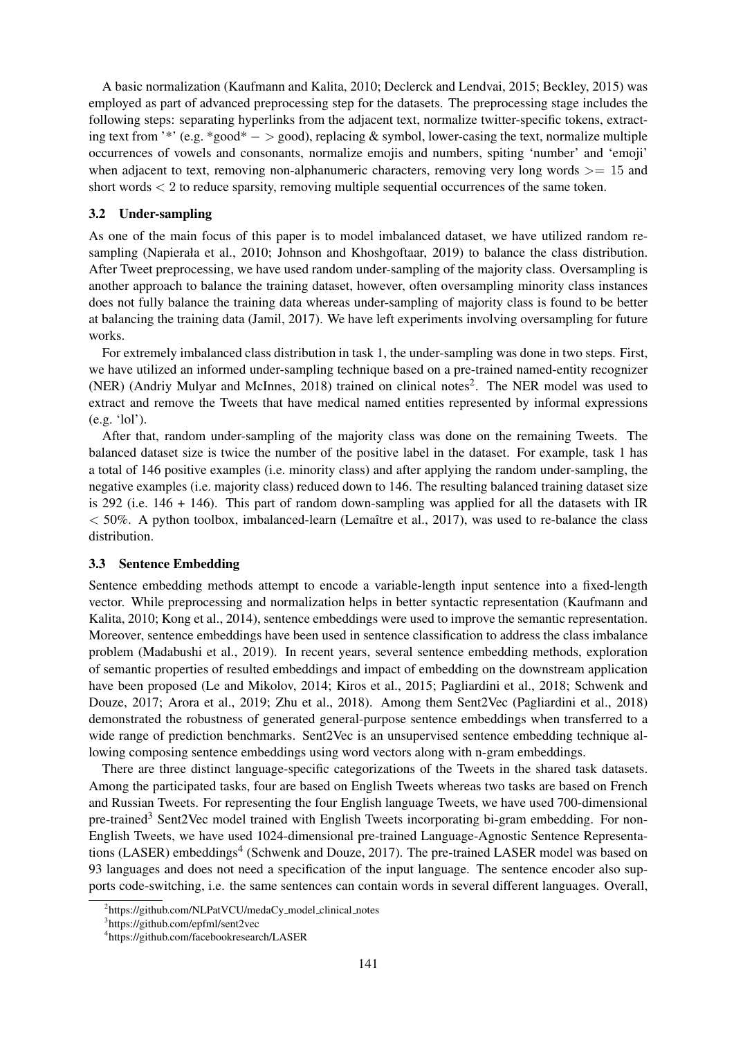A basic normalization (Kaufmann and Kalita, 2010; Declerck and Lendvai, 2015; Beckley, 2015) was employed as part of advanced preprocessing step for the datasets. The preprocessing stage includes the following steps: separating hyperlinks from the adjacent text, normalize twitter-specific tokens, extracting text from '*' (e.g. *good* − > good), replacing & symbol, lower-casing the text, normalize multiple occurrences of vowels and consonants, normalize emojis and numbers, spiting 'number' and 'emoji' when adjacent to text, removing non-alphanumeric characters, removing very long words $>= 15$ and short words $< 2$ to reduce sparsity, removing multiple sequential occurrences of the same token.

### 3.2 Under-sampling

As one of the main focus of this paper is to model imbalanced dataset, we have utilized random resampling (Napierała et al., 2010; Johnson and Khoshgoftaar, 2019) to balance the class distribution. After Tweet preprocessing, we have used random under-sampling of the majority class. Oversampling is another approach to balance the training dataset, however, often oversampling minority class instances does not fully balance the training data whereas under-sampling of majority class is found to be better at balancing the training data (Jamil, 2017). We have left experiments involving oversampling for future works.

For extremely imbalanced class distribution in task 1, the under-sampling was done in two steps. First, we have utilized an informed under-sampling technique based on a pre-trained named-entity recognizer (NER) (Andriy Mulyar and McInnes, 2018) trained on clinical notes[2]. The NER model was used to extract and remove the Tweets that have medical named entities represented by informal expressions (e.g. 'lol').

After that, random under-sampling of the majority class was done on the remaining Tweets. The balanced dataset size is twice the number of the positive label in the dataset. For example, task 1 has a total of 146 positive examples (i.e. minority class) and after applying the random under-sampling, the negative examples (i.e. majority class) reduced down to 146. The resulting balanced training dataset size is 292 (i.e. 146 + 146). This part of random down-sampling was applied for all the datasets with IR $< 50\%$. A python toolbox, imbalanced-learn (Lemaître et al., 2017), was used to re-balance the class distribution.

### 3.3 Sentence Embedding

Sentence embedding methods attempt to encode a variable-length input sentence into a fixed-length vector. While preprocessing and normalization helps in better syntactic representation (Kaufmann and Kalita, 2010; Kong et al., 2014), sentence embeddings were used to improve the semantic representation. Moreover, sentence embeddings have been used in sentence classification to address the class imbalance problem (Madabushi et al., 2019). In recent years, several sentence embedding methods, exploration of semantic properties of resulted embeddings and impact of embedding on the downstream application have been proposed (Le and Mikolov, 2014; Kiros et al., 2015; Pagliardini et al., 2018; Schwenk and Douze, 2017; Arora et al., 2019; Zhu et al., 2018). Among them Sent2Vec (Pagliardini et al., 2018) demonstrated the robustness of generated general-purpose sentence embeddings when transferred to a wide range of prediction benchmarks. Sent2Vec is an unsupervised sentence embedding technique allowing composing sentence embeddings using word vectors along with n-gram embeddings.

There are three distinct language-specific categorizations of the Tweets in the shared task datasets. Among the participated tasks, four are based on English Tweets whereas two tasks are based on French and Russian Tweets. For representing the four English language Tweets, we have used 700-dimensional pre-trained[3] Sent2Vec model trained with English Tweets incorporating bi-gram embedding. For non-English Tweets, we have used 1024-dimensional pre-trained Language-Agnostic Sentence Representations (LASER) embeddings[4] (Schwenk and Douze, 2017). The pre-trained LASER model was based on 93 languages and does not need a specification of the input language. The sentence encoder also supports code-switching, i.e. the same sentences can contain words in several different languages. Overall,

[2] https://github.com/NLPatVCU/medaCy_model_clinical_notes

[3] https://github.com/epfml/sent2vec

[4] https://github.com/facebookresearch/LASER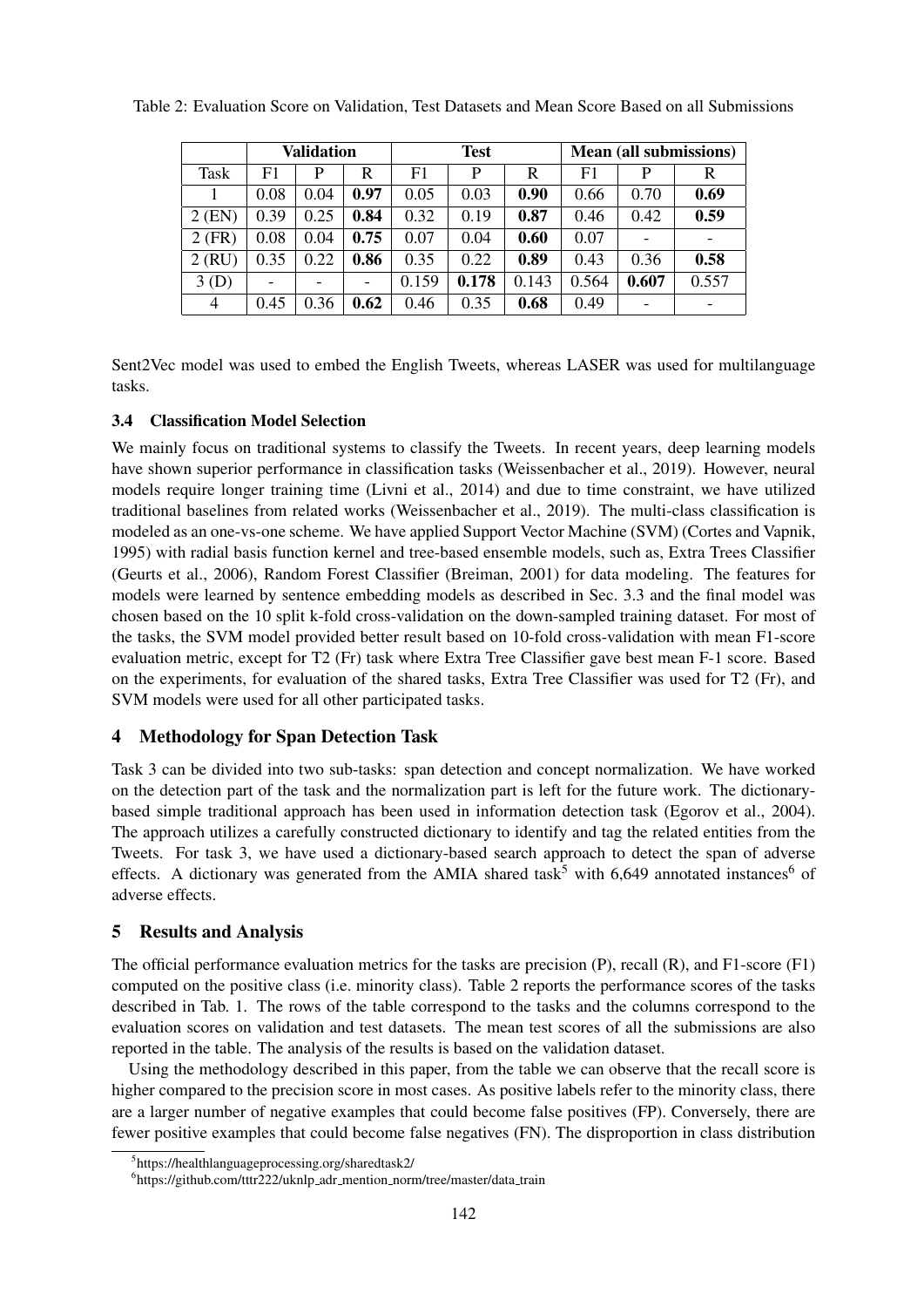Table 2: Evaluation Score on Validation, Test Datasets and Mean Score Based on all Submissions

| | **Validation** | | | **Test** | | | **Mean (all submissions)** | | |
|---|---|---|---|---|---|---|---|---|---|
| Task | F1 | P | R | F1 | P | R | F1 | P | R |
| 1 | 0.08 | 0.04 | **0.97** | 0.05 | 0.03 | **0.90** | 0.66 | 0.70 | **0.69** |
| 2 (EN) | 0.39 | 0.25 | **0.84** | 0.32 | 0.19 | **0.87** | 0.46 | 0.42 | **0.59** |
| 2 (FR) | 0.08 | 0.04 | **0.75** | 0.07 | 0.04 | **0.60** | 0.07 | - | - |
| 2 (RU) | 0.35 | 0.22 | **0.86** | 0.35 | 0.22 | **0.89** | 0.43 | 0.36 | **0.58** |
| 3 (D) | - | - | - | 0.159 | **0.178** | 0.143 | 0.564 | **0.607** | 0.557 |
| 4 | 0.45 | 0.36 | **0.62** | 0.46 | 0.35 | **0.68** | 0.49 | - | - |

Sent2Vec model was used to embed the English Tweets, whereas LASER was used for multilanguage tasks.

### 3.4 Classification Model Selection

We mainly focus on traditional systems to classify the Tweets. In recent years, deep learning models have shown superior performance in classification tasks (Weissenbacher et al., 2019). However, neural models require longer training time (Livni et al., 2014) and due to time constraint, we have utilized traditional baselines from related works (Weissenbacher et al., 2019). The multi-class classification is modeled as an one-vs-one scheme. We have applied Support Vector Machine (SVM) (Cortes and Vapnik, 1995) with radial basis function kernel and tree-based ensemble models, such as, Extra Trees Classifier (Geurts et al., 2006), Random Forest Classifier (Breiman, 2001) for data modeling. The features for models were learned by sentence embedding models as described in Sec. 3.3 and the final model was chosen based on the 10 split k-fold cross-validation on the down-sampled training dataset. For most of the tasks, the SVM model provided better result based on 10-fold cross-validation with mean F1-score evaluation metric, except for T2 (Fr) task where Extra Tree Classifier gave best mean F-1 score. Based on the experiments, for evaluation of the shared tasks, Extra Tree Classifier was used for T2 (Fr), and SVM models were used for all other participated tasks.

## 4 Methodology for Span Detection Task

Task 3 can be divided into two sub-tasks: span detection and concept normalization. We have worked on the detection part of the task and the normalization part is left for the future work. The dictionary-based simple traditional approach has been used in information detection task (Egorov et al., 2004). The approach utilizes a carefully constructed dictionary to identify and tag the related entities from the Tweets. For task 3, we have used a dictionary-based search approach to detect the span of adverse effects. A dictionary was generated from the AMIA shared task[5] with 6,649 annotated instances[6] of adverse effects.

## 5 Results and Analysis

The official performance evaluation metrics for the tasks are precision (P), recall (R), and F1-score (F1) computed on the positive class (i.e. minority class). Table 2 reports the performance scores of the tasks described in Tab. 1. The rows of the table correspond to the tasks and the columns correspond to the evaluation scores on validation and test datasets. The mean test scores of all the submissions are also reported in the table. The analysis of the results is based on the validation dataset.

Using the methodology described in this paper, from the table we can observe that the recall score is higher compared to the precision score in most cases. As positive labels refer to the minority class, there are a larger number of negative examples that could become false positives (FP). Conversely, there are fewer positive examples that could become false negatives (FN). The disproportion in class distribution

[5] https://healthlanguageprocessing.org/sharedtask2/

[6] https://github.com/tttr222/uknlp_adr_mention_norm/tree/master/data_train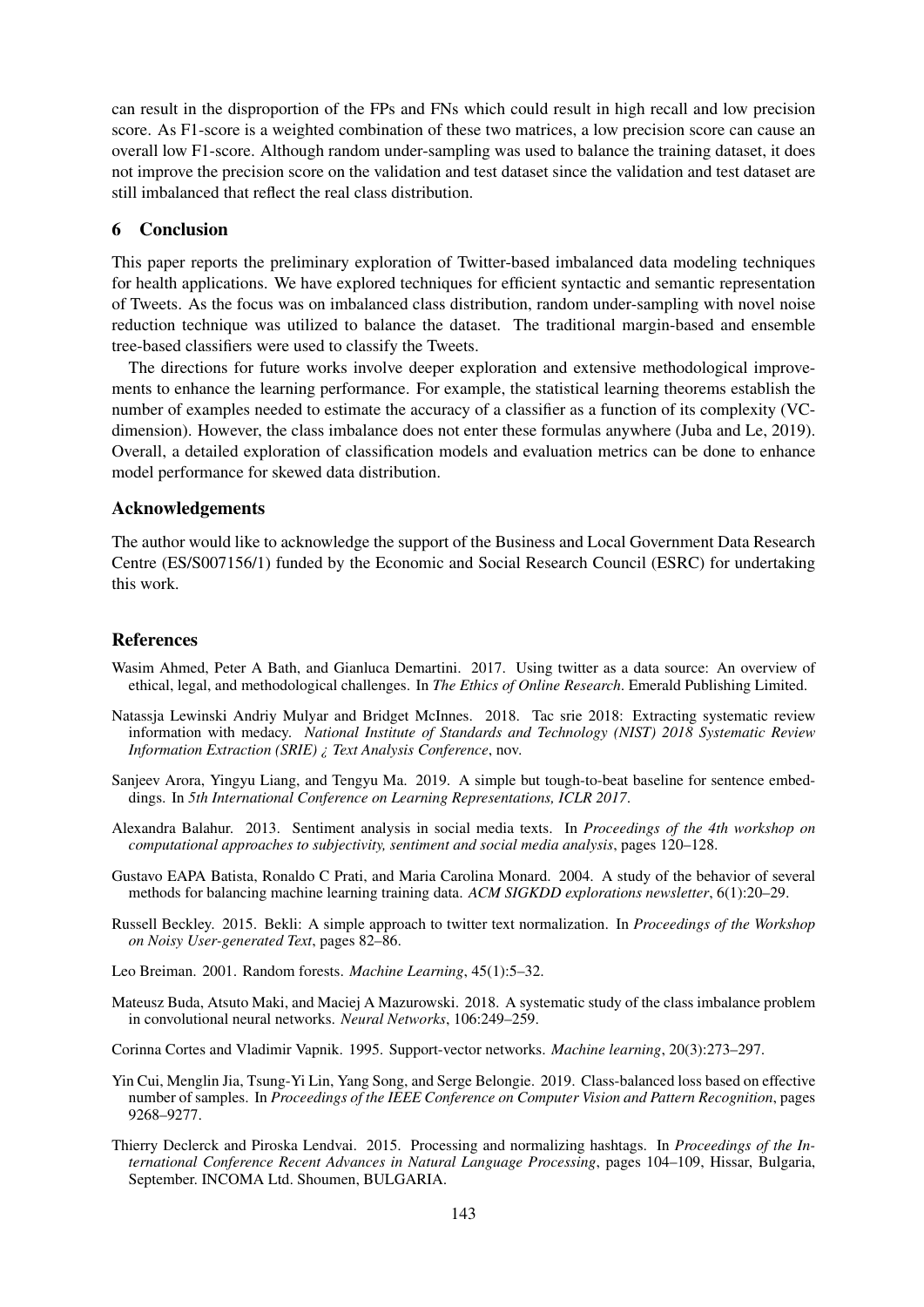can result in the disproportion of the FPs and FNs which could result in high recall and low precision score. As F1-score is a weighted combination of these two matrices, a low precision score can cause an overall low F1-score. Although random under-sampling was used to balance the training dataset, it does not improve the precision score on the validation and test dataset since the validation and test dataset are still imbalanced that reflect the real class distribution.

## 6 Conclusion

This paper reports the preliminary exploration of Twitter-based imbalanced data modeling techniques for health applications. We have explored techniques for efficient syntactic and semantic representation of Tweets. As the focus was on imbalanced class distribution, random under-sampling with novel noise reduction technique was utilized to balance the dataset. The traditional margin-based and ensemble tree-based classifiers were used to classify the Tweets.

The directions for future works involve deeper exploration and extensive methodological improvements to enhance the learning performance. For example, the statistical learning theorems establish the number of examples needed to estimate the accuracy of a classifier as a function of its complexity (VC-dimension). However, the class imbalance does not enter these formulas anywhere (Juba and Le, 2019). Overall, a detailed exploration of classification models and evaluation metrics can be done to enhance model performance for skewed data distribution.

## Acknowledgements

The author would like to acknowledge the support of the Business and Local Government Data Research Centre (ES/S007156/1) funded by the Economic and Social Research Council (ESRC) for undertaking this work.

## References

Wasim Ahmed, Peter A Bath, and Gianluca Demartini. 2017. Using twitter as a data source: An overview of ethical, legal, and methodological challenges. In *The Ethics of Online Research*. Emerald Publishing Limited.

Natassja Lewinski Andriy Mulyar and Bridget McInnes. 2018. Tac srie 2018: Extracting systematic review information with medacy. *National Institute of Standards and Technology (NIST) 2018 Systematic Review Information Extraction (SRIE) ¿ Text Analysis Conference*, nov.

Sanjeev Arora, Yingyu Liang, and Tengyu Ma. 2019. A simple but tough-to-beat baseline for sentence embeddings. In *5th International Conference on Learning Representations, ICLR 2017*.

Alexandra Balahur. 2013. Sentiment analysis in social media texts. In *Proceedings of the 4th workshop on computational approaches to subjectivity, sentiment and social media analysis*, pages 120–128.

Gustavo EAPA Batista, Ronaldo C Prati, and Maria Carolina Monard. 2004. A study of the behavior of several methods for balancing machine learning training data. *ACM SIGKDD explorations newsletter*, 6(1):20–29.

Russell Beckley. 2015. Bekli: A simple approach to twitter text normalization. In *Proceedings of the Workshop on Noisy User-generated Text*, pages 82–86.

Leo Breiman. 2001. Random forests. *Machine Learning*, 45(1):5–32.

Mateusz Buda, Atsuto Maki, and Maciej A Mazurowski. 2018. A systematic study of the class imbalance problem in convolutional neural networks. *Neural Networks*, 106:249–259.

Corinna Cortes and Vladimir Vapnik. 1995. Support-vector networks. *Machine learning*, 20(3):273–297.

Yin Cui, Menglin Jia, Tsung-Yi Lin, Yang Song, and Serge Belongie. 2019. Class-balanced loss based on effective number of samples. In *Proceedings of the IEEE Conference on Computer Vision and Pattern Recognition*, pages 9268–9277.

Thierry Declerck and Piroska Lendvai. 2015. Processing and normalizing hashtags. In *Proceedings of the International Conference Recent Advances in Natural Language Processing*, pages 104–109, Hissar, Bulgaria, September. INCOMA Ltd. Shoumen, BULGARIA.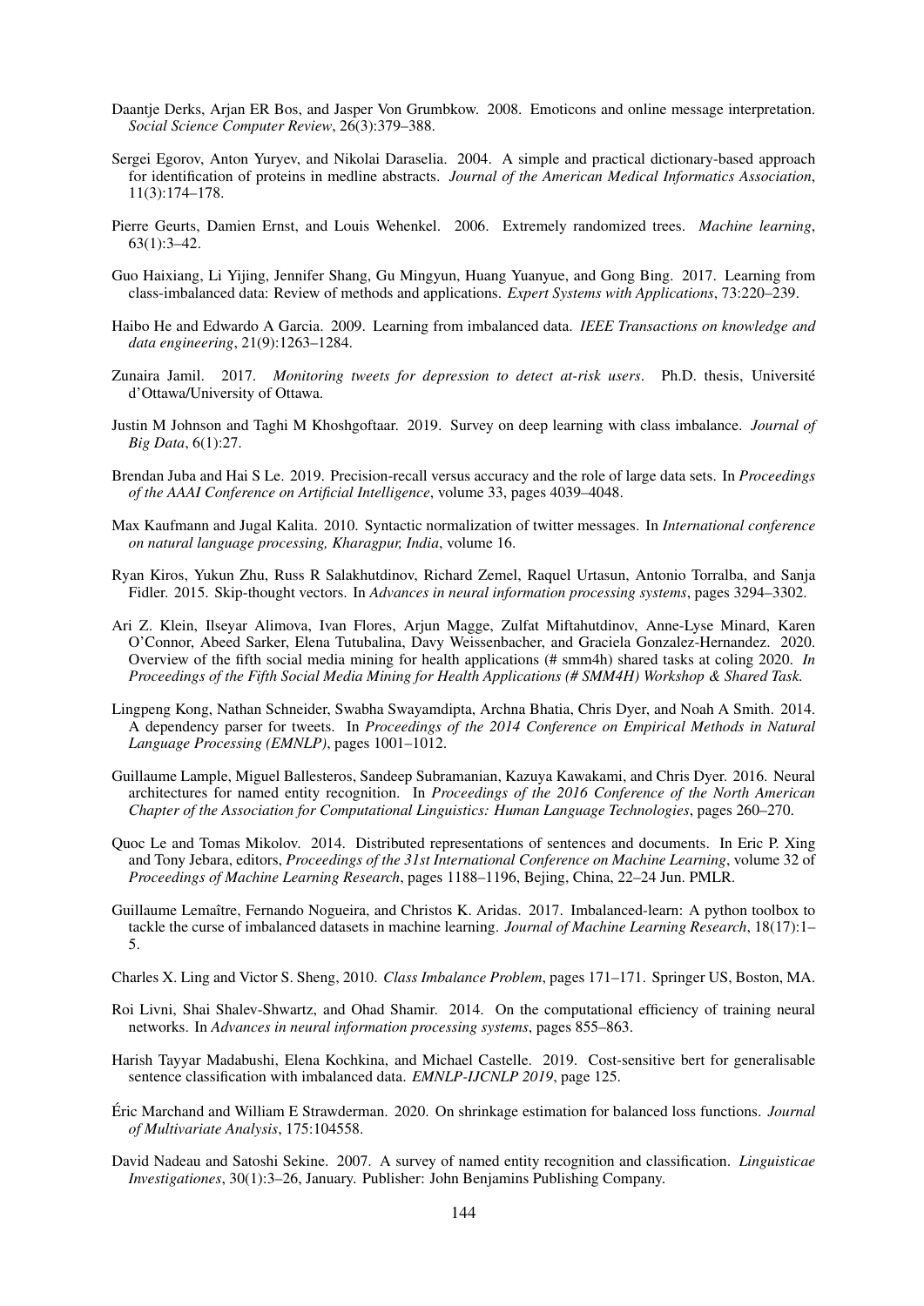Daantje Derks, Arjan ER Bos, and Jasper Von Grumbkow. 2008. Emoticons and online message interpretation. *Social Science Computer Review*, 26(3):379–388.

Sergei Egorov, Anton Yuryev, and Nikolai Daraselia. 2004. A simple and practical dictionary-based approach for identification of proteins in medline abstracts. *Journal of the American Medical Informatics Association*, 11(3):174–178.

Pierre Geurts, Damien Ernst, and Louis Wehenkel. 2006. Extremely randomized trees. *Machine learning*, 63(1):3–42.

Guo Haixiang, Li Yijing, Jennifer Shang, Gu Mingyun, Huang Yuanyue, and Gong Bing. 2017. Learning from class-imbalanced data: Review of methods and applications. *Expert Systems with Applications*, 73:220–239.

Haibo He and Edwardo A Garcia. 2009. Learning from imbalanced data. *IEEE Transactions on knowledge and data engineering*, 21(9):1263–1284.

Zunaira Jamil. 2017. *Monitoring tweets for depression to detect at-risk users*. Ph.D. thesis, Université d'Ottawa/University of Ottawa.

Justin M Johnson and Taghi M Khoshgoftaar. 2019. Survey on deep learning with class imbalance. *Journal of Big Data*, 6(1):27.

Brendan Juba and Hai S Le. 2019. Precision-recall versus accuracy and the role of large data sets. In *Proceedings of the AAAI Conference on Artificial Intelligence*, volume 33, pages 4039–4048.

Max Kaufmann and Jugal Kalita. 2010. Syntactic normalization of twitter messages. In *International conference on natural language processing, Kharagpur, India*, volume 16.

Ryan Kiros, Yukun Zhu, Russ R Salakhutdinov, Richard Zemel, Raquel Urtasun, Antonio Torralba, and Sanja Fidler. 2015. Skip-thought vectors. In *Advances in neural information processing systems*, pages 3294–3302.

Ari Z. Klein, Ilseyar Alimova, Ivan Flores, Arjun Magge, Zulfat Miftahutdinov, Anne-Lyse Minard, Karen O'Connor, Abeed Sarker, Elena Tutubalina, Davy Weissenbacher, and Graciela Gonzalez-Hernandez. 2020. Overview of the fifth social media mining for health applications (# smm4h) shared tasks at coling 2020. *In Proceedings of the Fifth Social Media Mining for Health Applications (# SMM4H) Workshop & Shared Task.*

Lingpeng Kong, Nathan Schneider, Swabha Swayamdipta, Archna Bhatia, Chris Dyer, and Noah A Smith. 2014. A dependency parser for tweets. In *Proceedings of the 2014 Conference on Empirical Methods in Natural Language Processing (EMNLP)*, pages 1001–1012.

Guillaume Lample, Miguel Ballesteros, Sandeep Subramanian, Kazuya Kawakami, and Chris Dyer. 2016. Neural architectures for named entity recognition. In *Proceedings of the 2016 Conference of the North American Chapter of the Association for Computational Linguistics: Human Language Technologies*, pages 260–270.

Quoc Le and Tomas Mikolov. 2014. Distributed representations of sentences and documents. In Eric P. Xing and Tony Jebara, editors, *Proceedings of the 31st International Conference on Machine Learning*, volume 32 of *Proceedings of Machine Learning Research*, pages 1188–1196, Bejing, China, 22–24 Jun. PMLR.

Guillaume Lemaître, Fernando Nogueira, and Christos K. Aridas. 2017. Imbalanced-learn: A python toolbox to tackle the curse of imbalanced datasets in machine learning. *Journal of Machine Learning Research*, 18(17):1–5.

Charles X. Ling and Victor S. Sheng, 2010. *Class Imbalance Problem*, pages 171–171. Springer US, Boston, MA.

Roi Livni, Shai Shalev-Shwartz, and Ohad Shamir. 2014. On the computational efficiency of training neural networks. In *Advances in neural information processing systems*, pages 855–863.

Harish Tayyar Madabushi, Elena Kochkina, and Michael Castelle. 2019. Cost-sensitive bert for generalisable sentence classification with imbalanced data. *EMNLP-IJCNLP 2019*, page 125.

Éric Marchand and William E Strawderman. 2020. On shrinkage estimation for balanced loss functions. *Journal of Multivariate Analysis*, 175:104558.

David Nadeau and Satoshi Sekine. 2007. A survey of named entity recognition and classification. *Linguisticae Investigationes*, 30(1):3–26, January. Publisher: John Benjamins Publishing Company.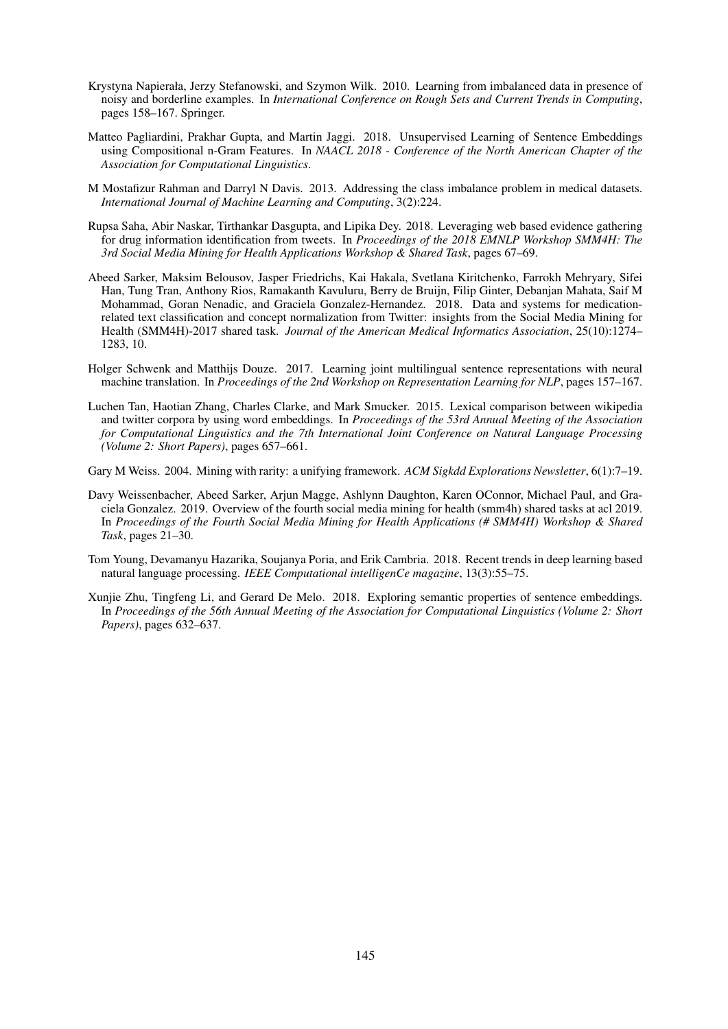Krystyna Napierała, Jerzy Stefanowski, and Szymon Wilk. 2010. Learning from imbalanced data in presence of noisy and borderline examples. In *International Conference on Rough Sets and Current Trends in Computing*, pages 158–167. Springer.

Matteo Pagliardini, Prakhar Gupta, and Martin Jaggi. 2018. Unsupervised Learning of Sentence Embeddings using Compositional n-Gram Features. In *NAACL 2018 - Conference of the North American Chapter of the Association for Computational Linguistics*.

M Mostafizur Rahman and Darryl N Davis. 2013. Addressing the class imbalance problem in medical datasets. *International Journal of Machine Learning and Computing*, 3(2):224.

Rupsa Saha, Abir Naskar, Tirthankar Dasgupta, and Lipika Dey. 2018. Leveraging web based evidence gathering for drug information identification from tweets. In *Proceedings of the 2018 EMNLP Workshop SMM4H: The 3rd Social Media Mining for Health Applications Workshop & Shared Task*, pages 67–69.

Abeed Sarker, Maksim Belousov, Jasper Friedrichs, Kai Hakala, Svetlana Kiritchenko, Farrokh Mehryary, Sifei Han, Tung Tran, Anthony Rios, Ramakanth Kavuluru, Berry de Bruijn, Filip Ginter, Debanjan Mahata, Saif M Mohammad, Goran Nenadic, and Graciela Gonzalez-Hernandez. 2018. Data and systems for medication-related text classification and concept normalization from Twitter: insights from the Social Media Mining for Health (SMM4H)-2017 shared task. *Journal of the American Medical Informatics Association*, 25(10):1274–1283, 10.

Holger Schwenk and Matthijs Douze. 2017. Learning joint multilingual sentence representations with neural machine translation. In *Proceedings of the 2nd Workshop on Representation Learning for NLP*, pages 157–167.

Luchen Tan, Haotian Zhang, Charles Clarke, and Mark Smucker. 2015. Lexical comparison between wikipedia and twitter corpora by using word embeddings. In *Proceedings of the 53rd Annual Meeting of the Association for Computational Linguistics and the 7th International Joint Conference on Natural Language Processing (Volume 2: Short Papers)*, pages 657–661.

Gary M Weiss. 2004. Mining with rarity: a unifying framework. *ACM Sigkdd Explorations Newsletter*, 6(1):7–19.

Davy Weissenbacher, Abeed Sarker, Arjun Magge, Ashlynn Daughton, Karen OConnor, Michael Paul, and Graciela Gonzalez. 2019. Overview of the fourth social media mining for health (smm4h) shared tasks at acl 2019. In *Proceedings of the Fourth Social Media Mining for Health Applications (# SMM4H) Workshop & Shared Task*, pages 21–30.

Tom Young, Devamanyu Hazarika, Soujanya Poria, and Erik Cambria. 2018. Recent trends in deep learning based natural language processing. *IEEE Computational intelligenCe magazine*, 13(3):55–75.

Xunjie Zhu, Tingfeng Li, and Gerard De Melo. 2018. Exploring semantic properties of sentence embeddings. In *Proceedings of the 56th Annual Meeting of the Association for Computational Linguistics (Volume 2: Short Papers)*, pages 632–637.